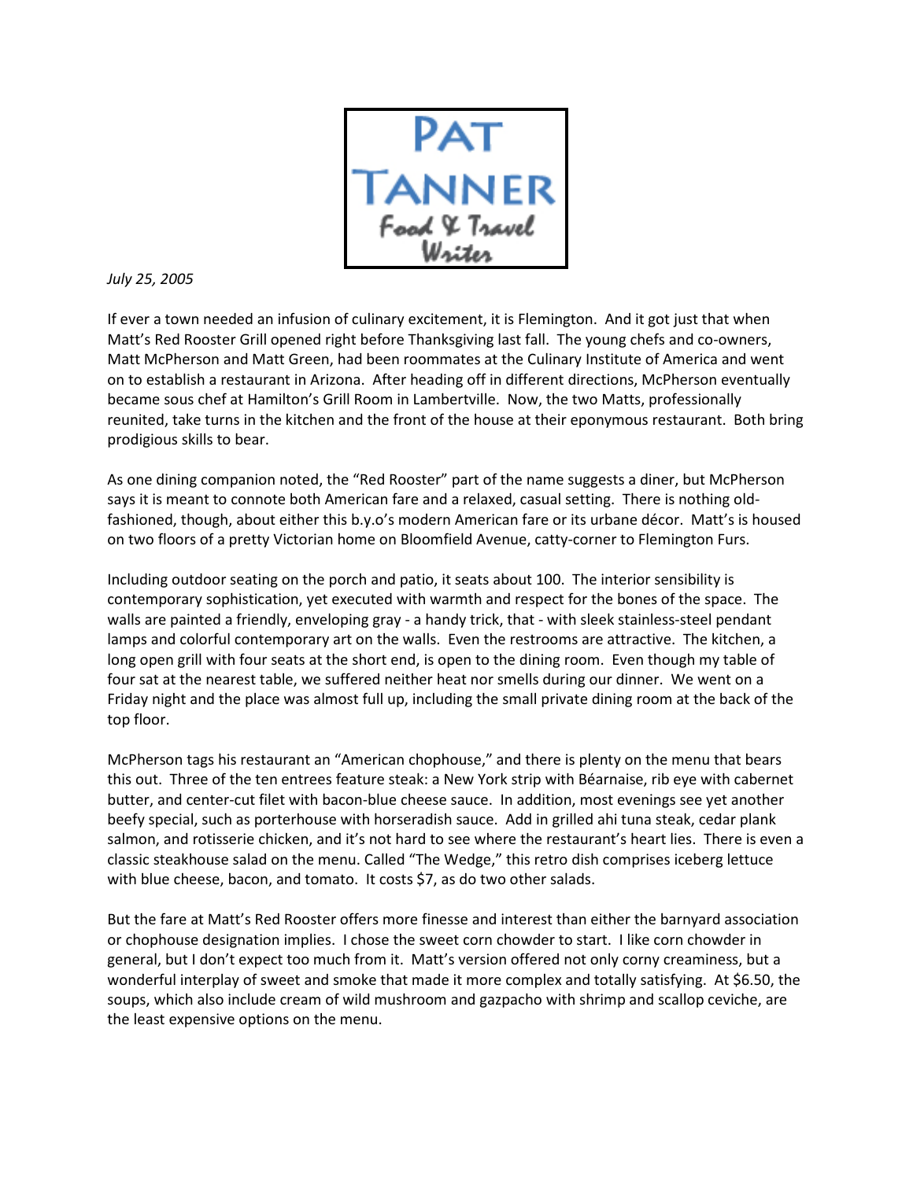# PAT TANNER

*Food & Travel Writer*

*July 25, 2005*

If ever a town needed an infusion of culinary excitement, it is Flemington. And it got just that when Matt's Red Rooster Grill opened right before Thanksgiving last fall. The young chefs and co-owners, Matt McPherson and Matt Green, had been roommates at the Culinary Institute of America and went on to establish a restaurant in Arizona. After heading off in different directions, McPherson eventually became sous chef at Hamilton's Grill Room in Lambertville. Now, the two Matts, professionally reunited, take turns in the kitchen and the front of the house at their eponymous restaurant. Both bring prodigious skills to bear.

As one dining companion noted, the "Red Rooster" part of the name suggests a diner, but McPherson says it is meant to connote both American fare and a relaxed, casual setting. There is nothing old-fashioned, though, about either this b.y.o's modern American fare or its urbane décor. Matt's is housed on two floors of a pretty Victorian home on Bloomfield Avenue, catty-corner to Flemington Furs.

Including outdoor seating on the porch and patio, it seats about 100. The interior sensibility is contemporary sophistication, yet executed with warmth and respect for the bones of the space. The walls are painted a friendly, enveloping gray - a handy trick, that - with sleek stainless-steel pendant lamps and colorful contemporary art on the walls. Even the restrooms are attractive. The kitchen, a long open grill with four seats at the short end, is open to the dining room. Even though my table of four sat at the nearest table, we suffered neither heat nor smells during our dinner. We went on a Friday night and the place was almost full up, including the small private dining room at the back of the top floor.

McPherson tags his restaurant an "American chophouse," and there is plenty on the menu that bears this out. Three of the ten entrees feature steak: a New York strip with Béarnaise, rib eye with cabernet butter, and center-cut filet with bacon-blue cheese sauce. In addition, most evenings see yet another beefy special, such as porterhouse with horseradish sauce. Add in grilled ahi tuna steak, cedar plank salmon, and rotisserie chicken, and it's not hard to see where the restaurant's heart lies. There is even a classic steakhouse salad on the menu. Called "The Wedge," this retro dish comprises iceberg lettuce with blue cheese, bacon, and tomato. It costs $7, as do two other salads.

But the fare at Matt's Red Rooster offers more finesse and interest than either the barnyard association or chophouse designation implies. I chose the sweet corn chowder to start. I like corn chowder in general, but I don't expect too much from it. Matt's version offered not only corny creaminess, but a wonderful interplay of sweet and smoke that made it more complex and totally satisfying. At $6.50, the soups, which also include cream of wild mushroom and gazpacho with shrimp and scallop ceviche, are the least expensive options on the menu.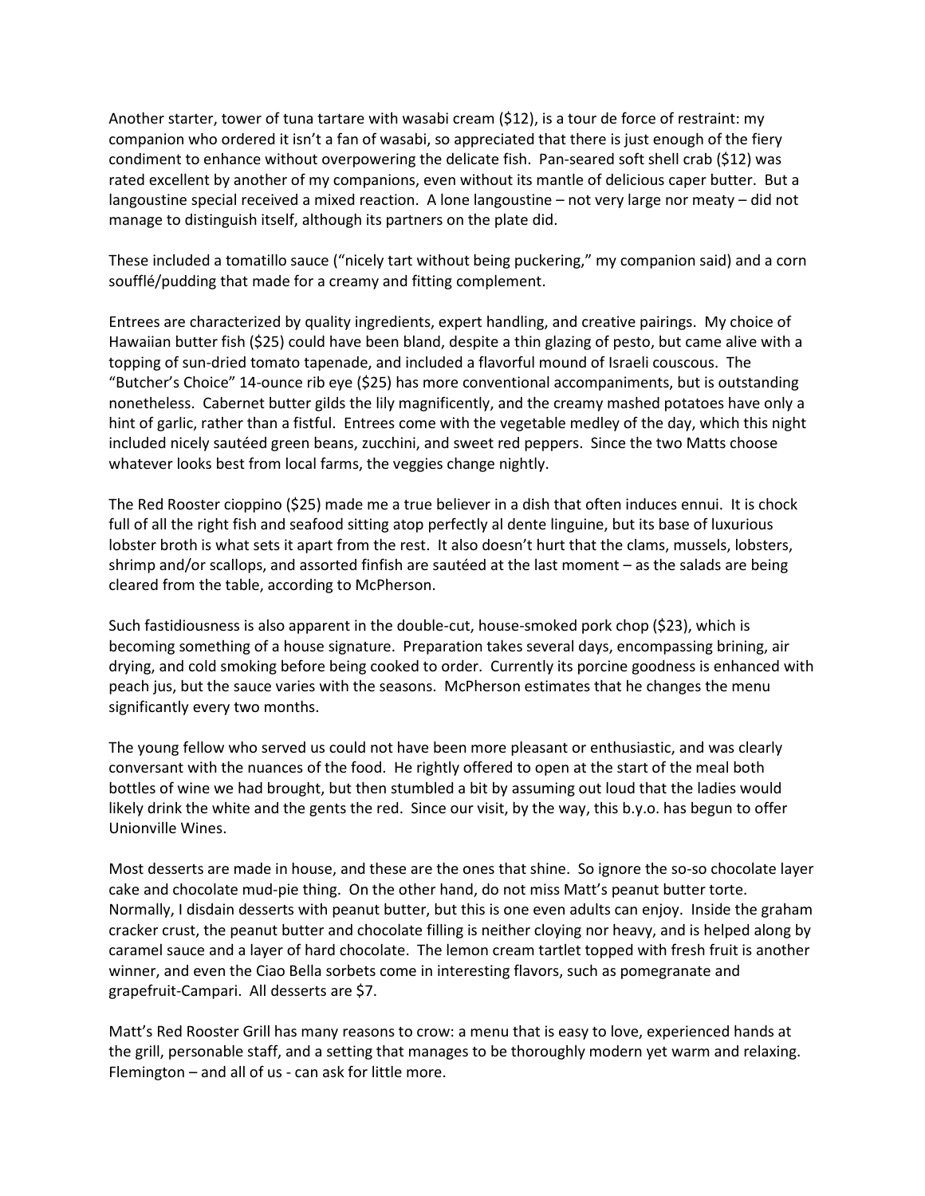Another starter, tower of tuna tartare with wasabi cream ($12), is a tour de force of restraint: my companion who ordered it isn't a fan of wasabi, so appreciated that there is just enough of the fiery condiment to enhance without overpowering the delicate fish. Pan-seared soft shell crab ($12) was rated excellent by another of my companions, even without its mantle of delicious caper butter. But a langoustine special received a mixed reaction. A lone langoustine – not very large nor meaty – did not manage to distinguish itself, although its partners on the plate did.

These included a tomatillo sauce ("nicely tart without being puckering," my companion said) and a corn soufflé/pudding that made for a creamy and fitting complement.

Entrees are characterized by quality ingredients, expert handling, and creative pairings. My choice of Hawaiian butter fish ($25) could have been bland, despite a thin glazing of pesto, but came alive with a topping of sun-dried tomato tapenade, and included a flavorful mound of Israeli couscous. The "Butcher's Choice" 14-ounce rib eye ($25) has more conventional accompaniments, but is outstanding nonetheless. Cabernet butter gilds the lily magnificently, and the creamy mashed potatoes have only a hint of garlic, rather than a fistful. Entrees come with the vegetable medley of the day, which this night included nicely sautéed green beans, zucchini, and sweet red peppers. Since the two Matts choose whatever looks best from local farms, the veggies change nightly.

The Red Rooster cioppino ($25) made me a true believer in a dish that often induces ennui. It is chock full of all the right fish and seafood sitting atop perfectly al dente linguine, but its base of luxurious lobster broth is what sets it apart from the rest. It also doesn't hurt that the clams, mussels, lobsters, shrimp and/or scallops, and assorted finfish are sautéed at the last moment – as the salads are being cleared from the table, according to McPherson.

Such fastidiousness is also apparent in the double-cut, house-smoked pork chop ($23), which is becoming something of a house signature. Preparation takes several days, encompassing brining, air drying, and cold smoking before being cooked to order. Currently its porcine goodness is enhanced with peach jus, but the sauce varies with the seasons. McPherson estimates that he changes the menu significantly every two months.

The young fellow who served us could not have been more pleasant or enthusiastic, and was clearly conversant with the nuances of the food. He rightly offered to open at the start of the meal both bottles of wine we had brought, but then stumbled a bit by assuming out loud that the ladies would likely drink the white and the gents the red. Since our visit, by the way, this b.y.o. has begun to offer Unionville Wines.

Most desserts are made in house, and these are the ones that shine. So ignore the so-so chocolate layer cake and chocolate mud-pie thing. On the other hand, do not miss Matt's peanut butter torte. Normally, I disdain desserts with peanut butter, but this is one even adults can enjoy. Inside the graham cracker crust, the peanut butter and chocolate filling is neither cloying nor heavy, and is helped along by caramel sauce and a layer of hard chocolate. The lemon cream tartlet topped with fresh fruit is another winner, and even the Ciao Bella sorbets come in interesting flavors, such as pomegranate and grapefruit-Campari. All desserts are $7.

Matt's Red Rooster Grill has many reasons to crow: a menu that is easy to love, experienced hands at the grill, personable staff, and a setting that manages to be thoroughly modern yet warm and relaxing. Flemington – and all of us - can ask for little more.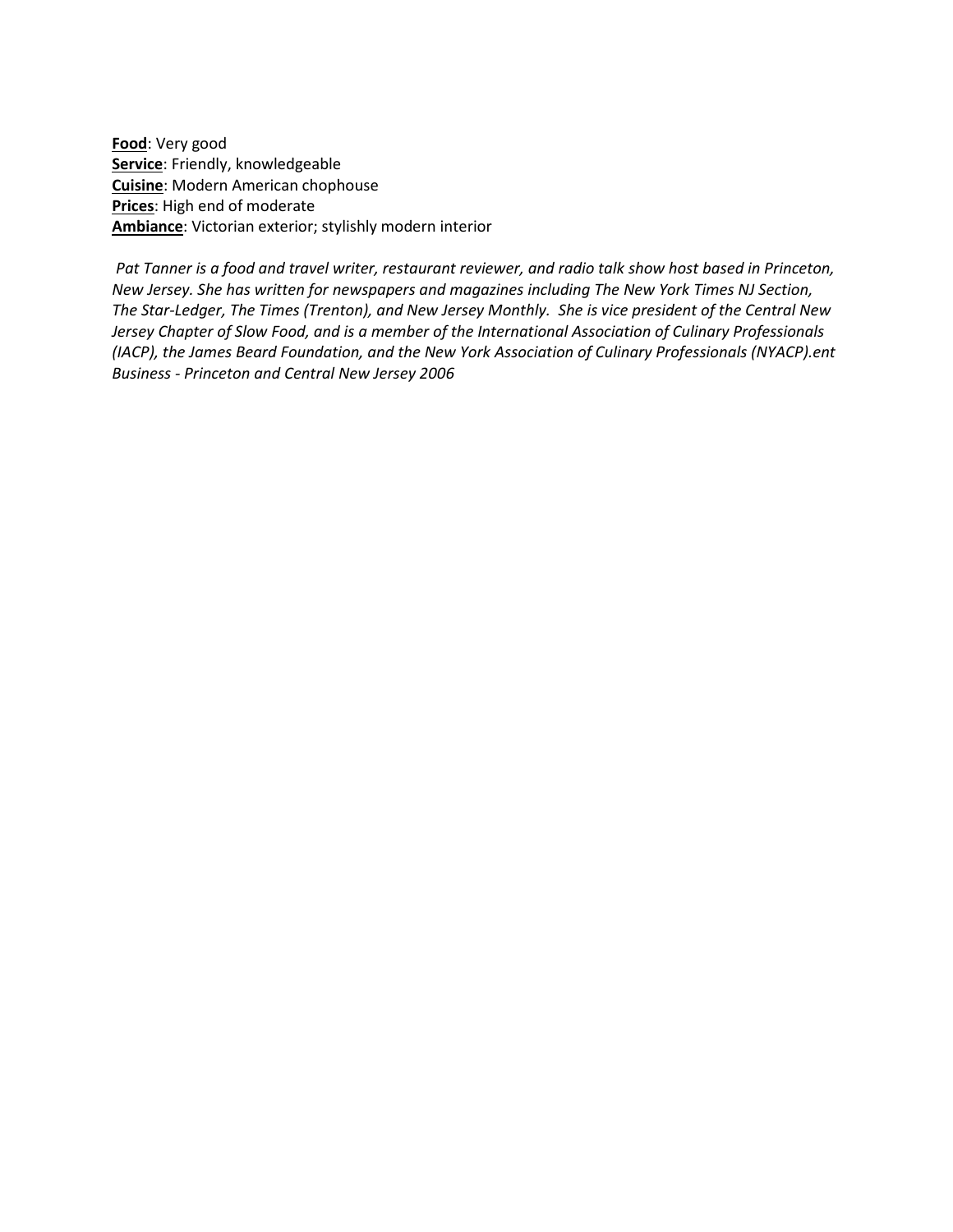**Food**: Very good
**Service**: Friendly, knowledgeable
**Cuisine**: Modern American chophouse
**Prices**: High end of moderate
**Ambiance**: Victorian exterior; stylishly modern interior

*Pat Tanner is a food and travel writer, restaurant reviewer, and radio talk show host based in Princeton, New Jersey. She has written for newspapers and magazines including The New York Times NJ Section, The Star-Ledger, The Times (Trenton), and New Jersey Monthly. She is vice president of the Central New Jersey Chapter of Slow Food, and is a member of the International Association of Culinary Professionals (IACP), the James Beard Foundation, and the New York Association of Culinary Professionals (NYACP).ent Business - Princeton and Central New Jersey 2006*